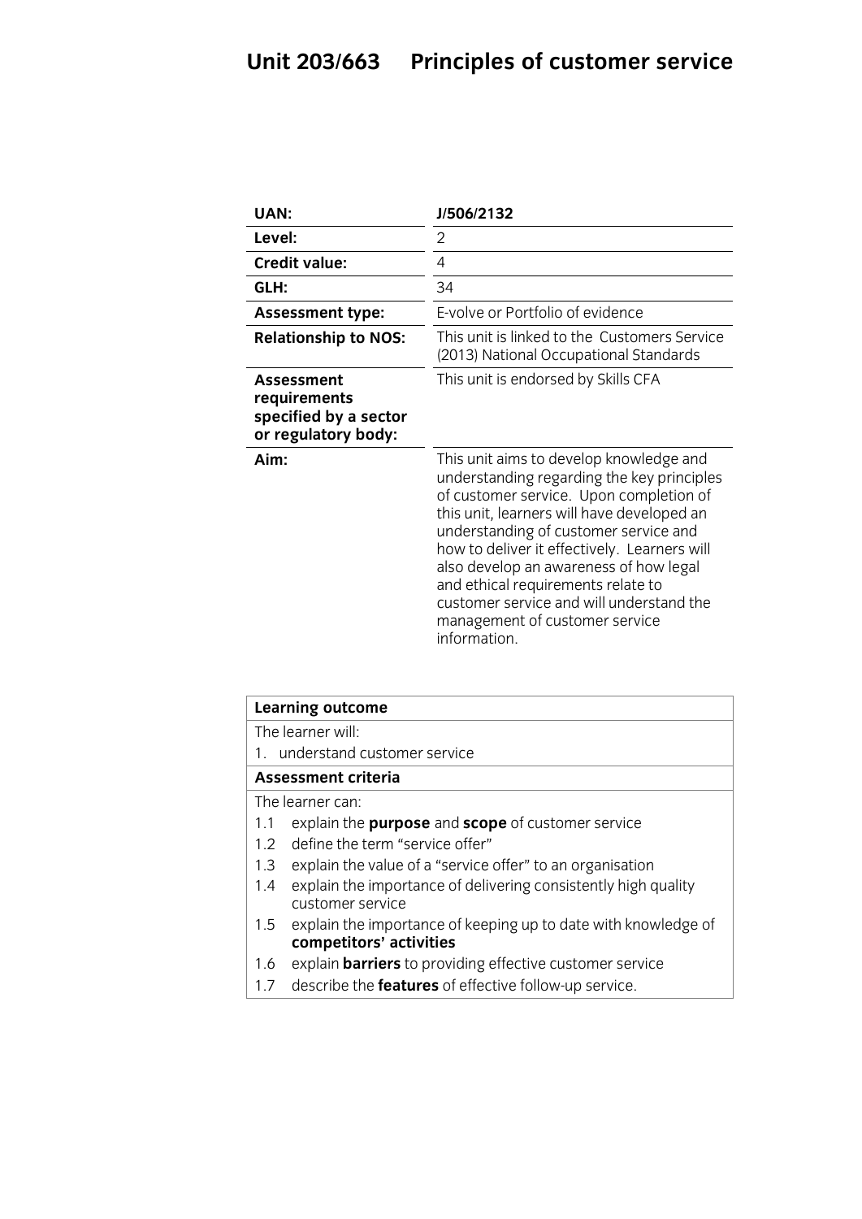# Unit 203/663 Principles of customer service

| UAN: | J/506/2132 |
|---|---|
| **Level:** | 2 |
| **Credit value:** | 4 |
| **GLH:** | 34 |
| **Assessment type:** | E-volve or Portfolio of evidence |
| **Relationship to NOS:** | This unit is linked to the Customers Service (2013) National Occupational Standards |
| **Assessment requirements specified by a sector or regulatory body:** | This unit is endorsed by Skills CFA |
| **Aim:** | This unit aims to develop knowledge and understanding regarding the key principles of customer service. Upon completion of this unit, learners will have developed an understanding of customer service and how to deliver it effectively. Learners will also develop an awareness of how legal and ethical requirements relate to customer service and will understand the management of customer service information. |

| **Learning outcome** |
|---|
| The learner will: |
| 1. understand customer service |
| **Assessment criteria** |
| The learner can: |
| 1.1 explain the **purpose** and **scope** of customer service |
| 1.2 define the term "service offer" |
| 1.3 explain the value of a "service offer" to an organisation |
| 1.4 explain the importance of delivering consistently high quality customer service |
| 1.5 explain the importance of keeping up to date with knowledge of **competitors' activities** |
| 1.6 explain **barriers** to providing effective customer service |
| 1.7 describe the **features** of effective follow-up service. |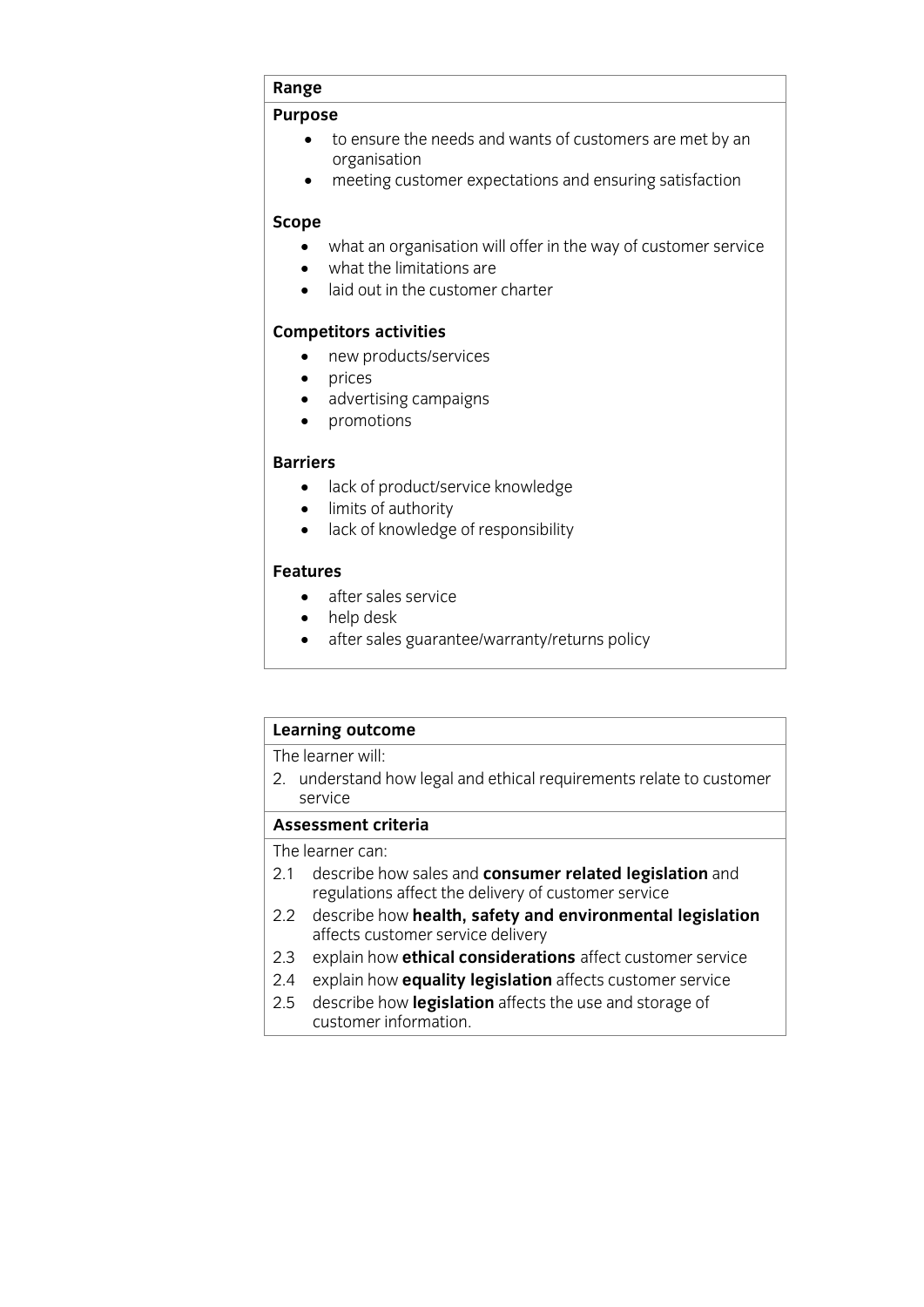| Range |
| --- |
| **Purpose**<br>• to ensure the needs and wants of customers are met by an organisation<br>• meeting customer expectations and ensuring satisfaction<br><br>**Scope**<br>• what an organisation will offer in the way of customer service<br>• what the limitations are<br>• laid out in the customer charter<br><br>**Competitors activities**<br>• new products/services<br>• prices<br>• advertising campaigns<br>• promotions<br><br>**Barriers**<br>• lack of product/service knowledge<br>• limits of authority<br>• lack of knowledge of responsibility<br><br>**Features**<br>• after sales service<br>• help desk<br>• after sales guarantee/warranty/returns policy |

| Learning outcome |
| --- |
| The learner will:<br>2. understand how legal and ethical requirements relate to customer service |
| **Assessment criteria** |
| The learner can:<br>2.1 describe how sales and **consumer related legislation** and regulations affect the delivery of customer service<br>2.2 describe how **health, safety and environmental legislation** affects customer service delivery<br>2.3 explain how **ethical considerations** affect customer service<br>2.4 explain how **equality legislation** affects customer service<br>2.5 describe how **legislation** affects the use and storage of customer information. |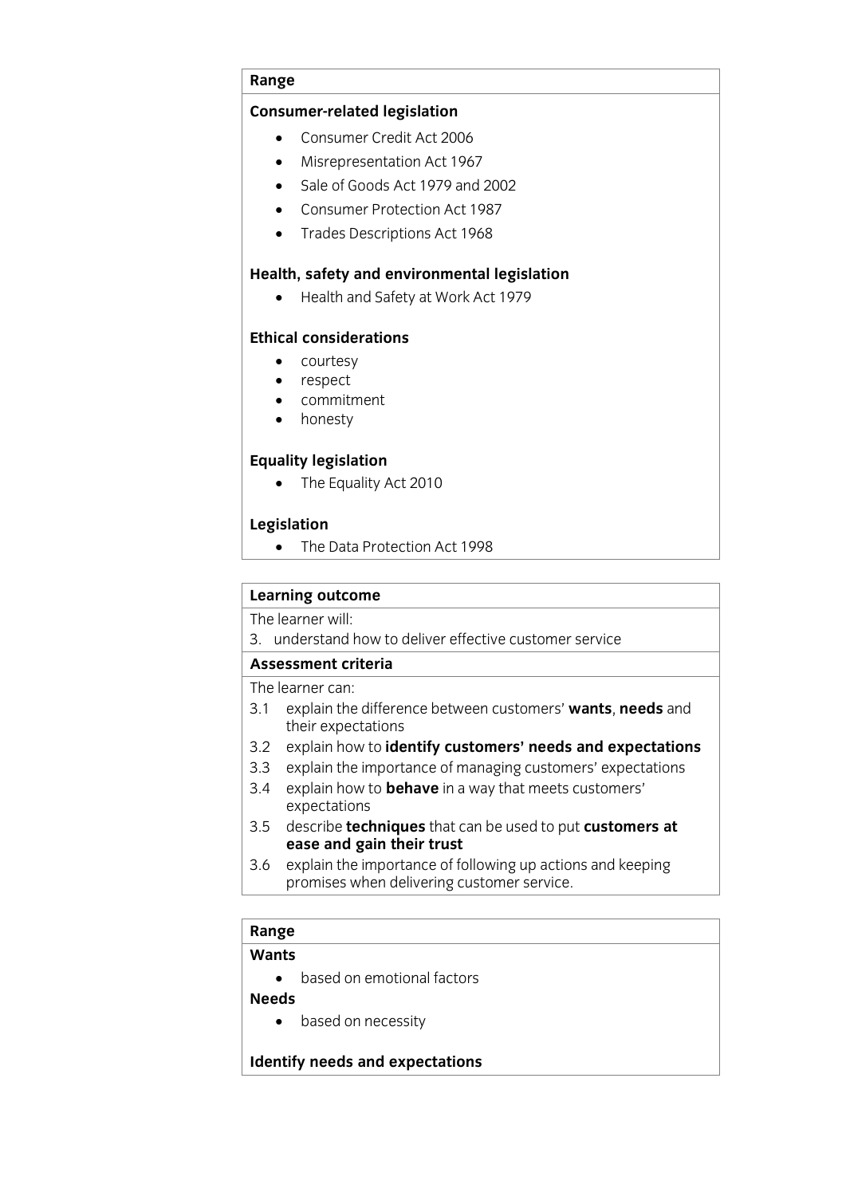**Range**

**Consumer-related legislation**

- Consumer Credit Act 2006
- Misrepresentation Act 1967
- Sale of Goods Act 1979 and 2002
- Consumer Protection Act 1987
- Trades Descriptions Act 1968

**Health, safety and environmental legislation**

- Health and Safety at Work Act 1979

**Ethical considerations**

- courtesy
- respect
- commitment
- honesty

**Equality legislation**

- The Equality Act 2010

**Legislation**

- The Data Protection Act 1998

**Learning outcome**

The learner will:

3. understand how to deliver effective customer service

**Assessment criteria**

The learner can:

3.1 explain the difference between customers' **wants**, **needs** and their expectations

3.2 explain how to **identify customers' needs and expectations**

3.3 explain the importance of managing customers' expectations

3.4 explain how to **behave** in a way that meets customers' expectations

3.5 describe **techniques** that can be used to put **customers at ease and gain their trust**

3.6 explain the importance of following up actions and keeping promises when delivering customer service.

**Range**

**Wants**

- based on emotional factors

**Needs**

- based on necessity

**Identify needs and expectations**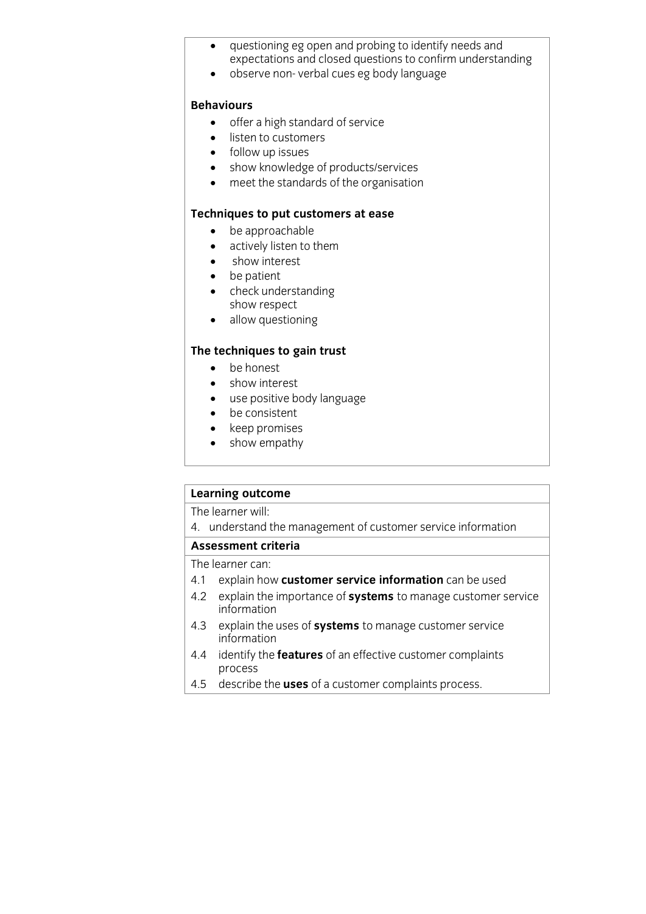- questioning eg open and probing to identify needs and expectations and closed questions to confirm understanding
- observe non- verbal cues eg body language

**Behaviours**

- offer a high standard of service
- listen to customers
- follow up issues
- show knowledge of products/services
- meet the standards of the organisation

**Techniques to put customers at ease**

- be approachable
- actively listen to them
- show interest
- be patient
- check understanding
  show respect
- allow questioning

**The techniques to gain trust**

- be honest
- show interest
- use positive body language
- be consistent
- keep promises
- show empathy

**Learning outcome**

The learner will:

4. understand the management of customer service information

**Assessment criteria**

The learner can:

4.1 explain how **customer service information** can be used

4.2 explain the importance of **systems** to manage customer service information

4.3 explain the uses of **systems** to manage customer service information

4.4 identify the **features** of an effective customer complaints process

4.5 describe the **uses** of a customer complaints process.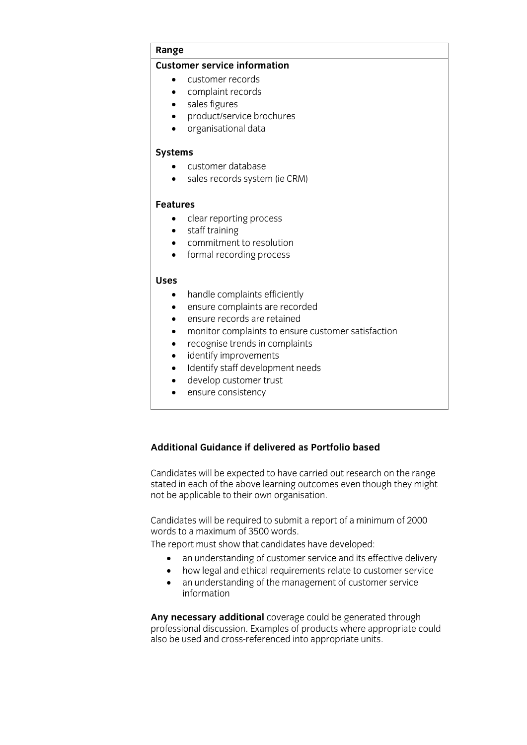| Range |
| --- |
| **Customer service information**<br>• customer records<br>• complaint records<br>• sales figures<br>• product/service brochures<br>• organisational data<br><br>**Systems**<br>• customer database<br>• sales records system (ie CRM)<br><br>**Features**<br>• clear reporting process<br>• staff training<br>• commitment to resolution<br>• formal recording process<br><br>**Uses**<br>• handle complaints efficiently<br>• ensure complaints are recorded<br>• ensure records are retained<br>• monitor complaints to ensure customer satisfaction<br>• recognise trends in complaints<br>• identify improvements<br>• Identify staff development needs<br>• develop customer trust<br>• ensure consistency |

**Additional Guidance if delivered as Portfolio based**

Candidates will be expected to have carried out research on the range stated in each of the above learning outcomes even though they might not be applicable to their own organisation.

Candidates will be required to submit a report of a minimum of 2000 words to a maximum of 3500 words.
The report must show that candidates have developed:

- an understanding of customer service and its effective delivery
- how legal and ethical requirements relate to customer service
- an understanding of the management of customer service information

**Any necessary additional** coverage could be generated through professional discussion. Examples of products where appropriate could also be used and cross-referenced into appropriate units.